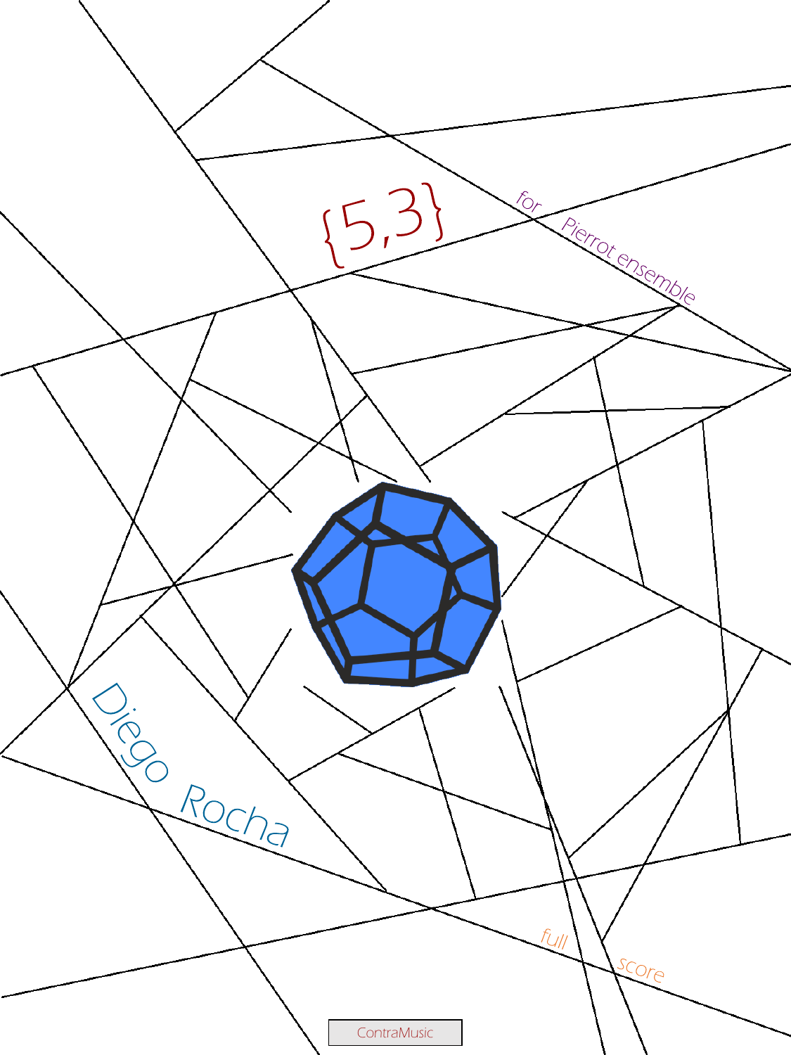# {5,3}

for Pierrot ensemble

Diego Rocha

full score

ContraMusic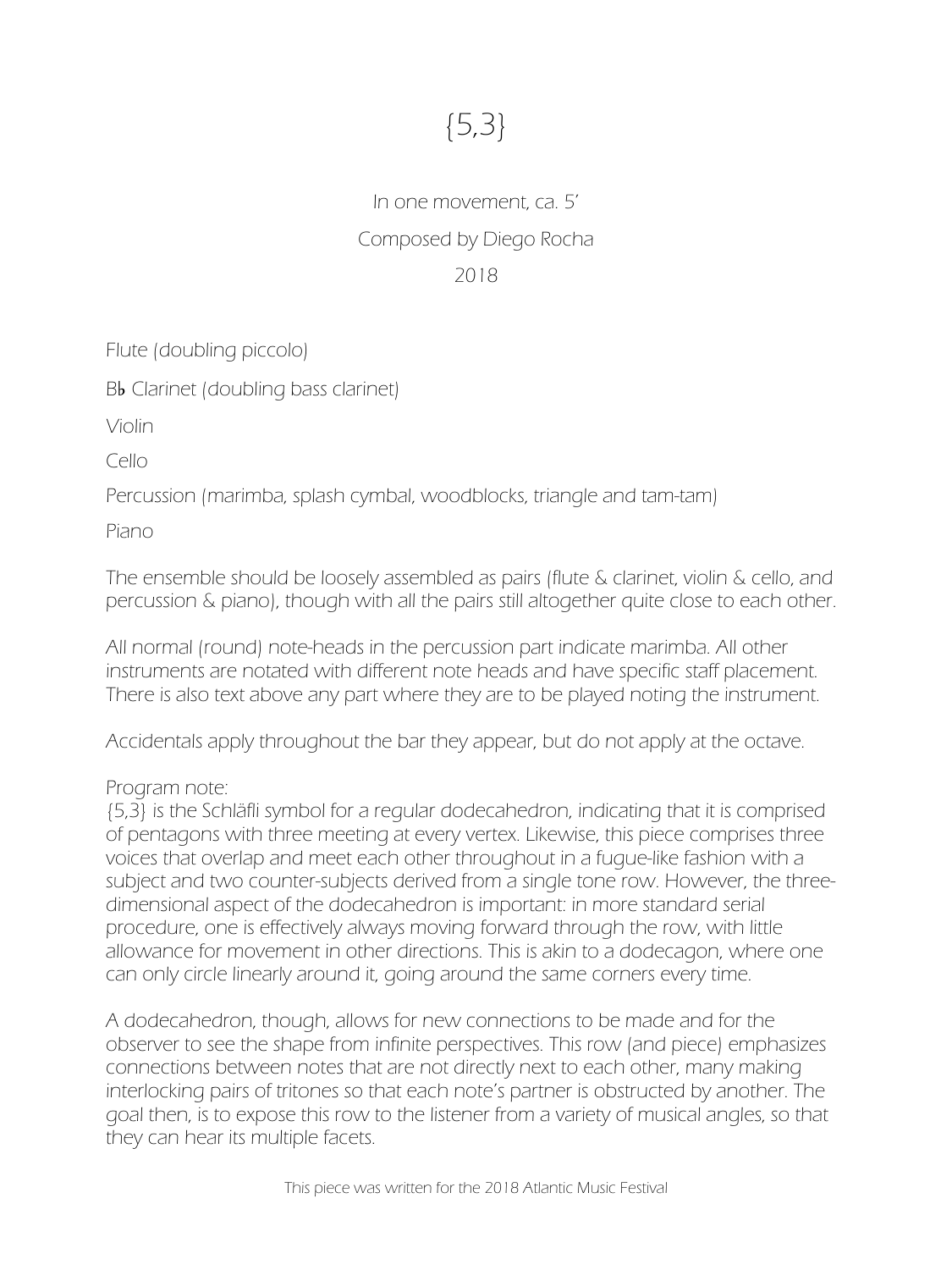# {5,3}

In one movement, ca. 5'

Composed by Diego Rocha

2018

Flute (doubling piccolo)

B♭ Clarinet (doubling bass clarinet)

Violin

Cello

Percussion (marimba, splash cymbal, woodblocks, triangle and tam-tam)

Piano

The ensemble should be loosely assembled as pairs (flute & clarinet, violin & cello, and percussion & piano), though with all the pairs still altogether quite close to each other.

All normal (round) note-heads in the percussion part indicate marimba. All other instruments are notated with different note heads and have specific staff placement. There is also text above any part where they are to be played noting the instrument.

Accidentals apply throughout the bar they appear, but do not apply at the octave.

Program note:
{5,3} is the Schläfli symbol for a regular dodecahedron, indicating that it is comprised of pentagons with three meeting at every vertex. Likewise, this piece comprises three voices that overlap and meet each other throughout in a fugue-like fashion with a subject and two counter-subjects derived from a single tone row. However, the three-dimensional aspect of the dodecahedron is important: in more standard serial procedure, one is effectively always moving forward through the row, with little allowance for movement in other directions. This is akin to a dodecagon, where one can only circle linearly around it, going around the same corners every time.

A dodecahedron, though, allows for new connections to be made and for the observer to see the shape from infinite perspectives. This row (and piece) emphasizes connections between notes that are not directly next to each other, many making interlocking pairs of tritones so that each note's partner is obstructed by another. The goal then, is to expose this row to the listener from a variety of musical angles, so that they can hear its multiple facets.

This piece was written for the 2018 Atlantic Music Festival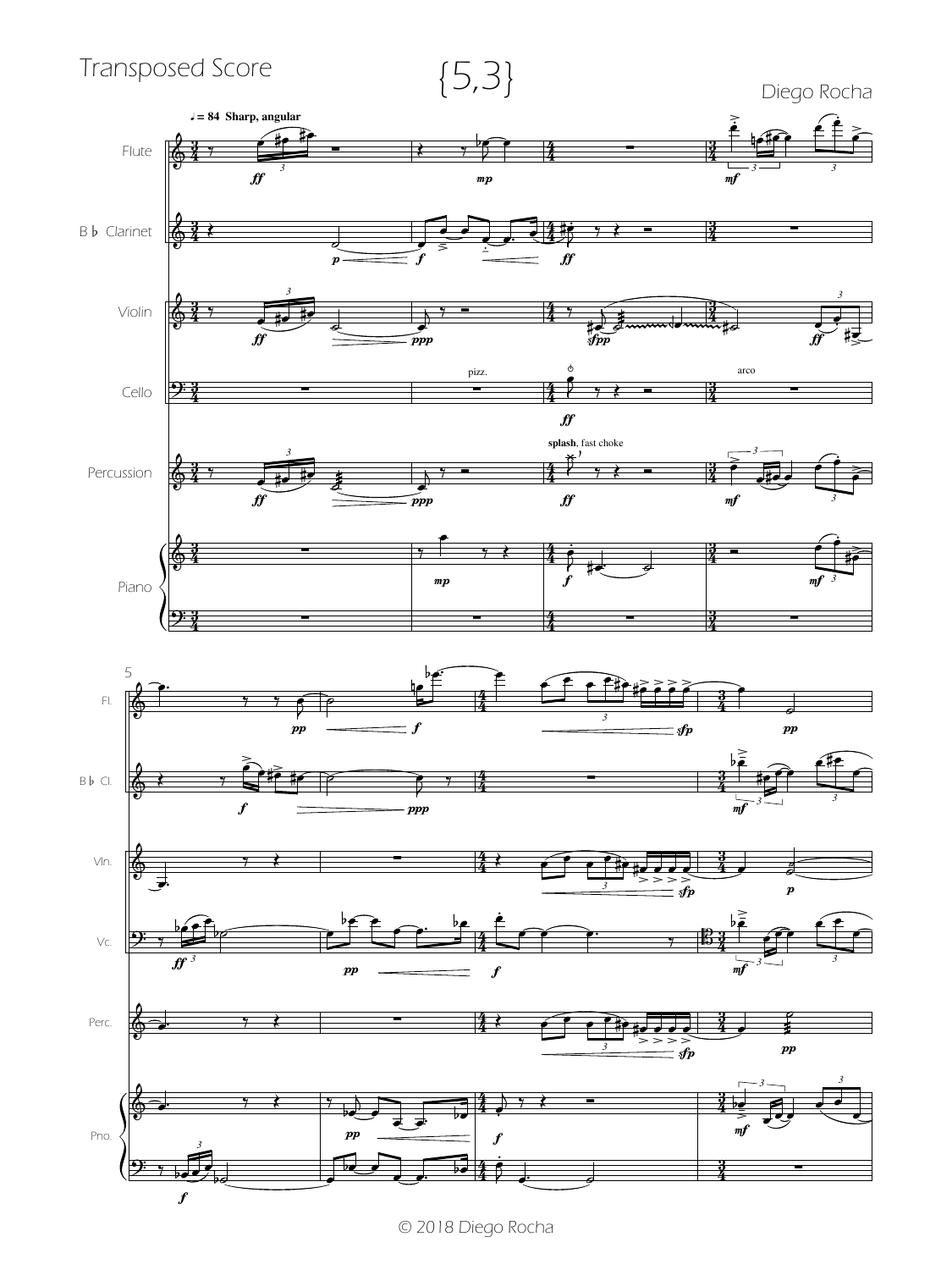Transposed Score

# {5,3}

Diego Rocha

© 2018 Diego Rocha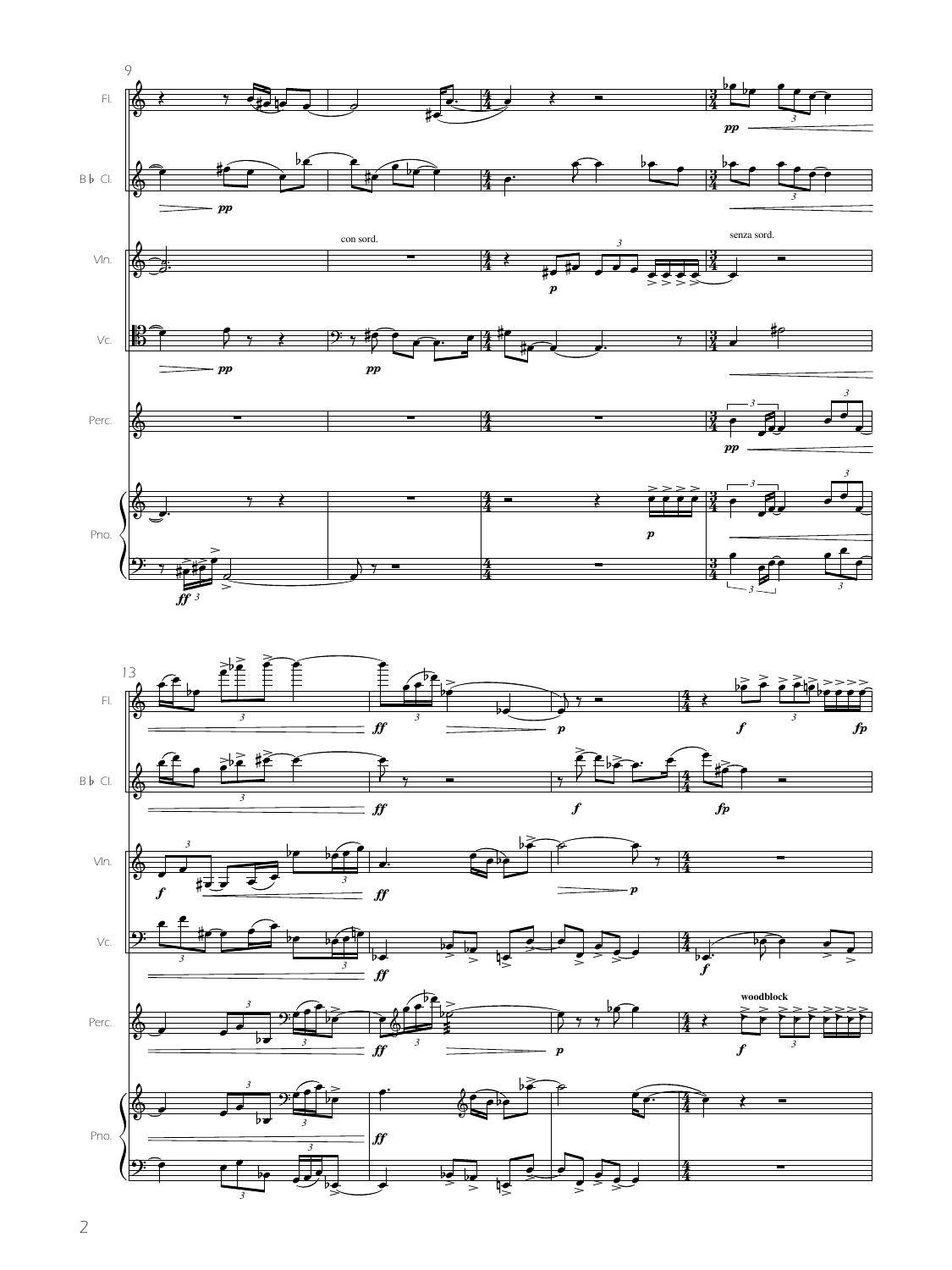Fl.

B♭ Cl.

Vln.

Vc.

Perc.

Pno.

con sord.

senza sord.

woodblock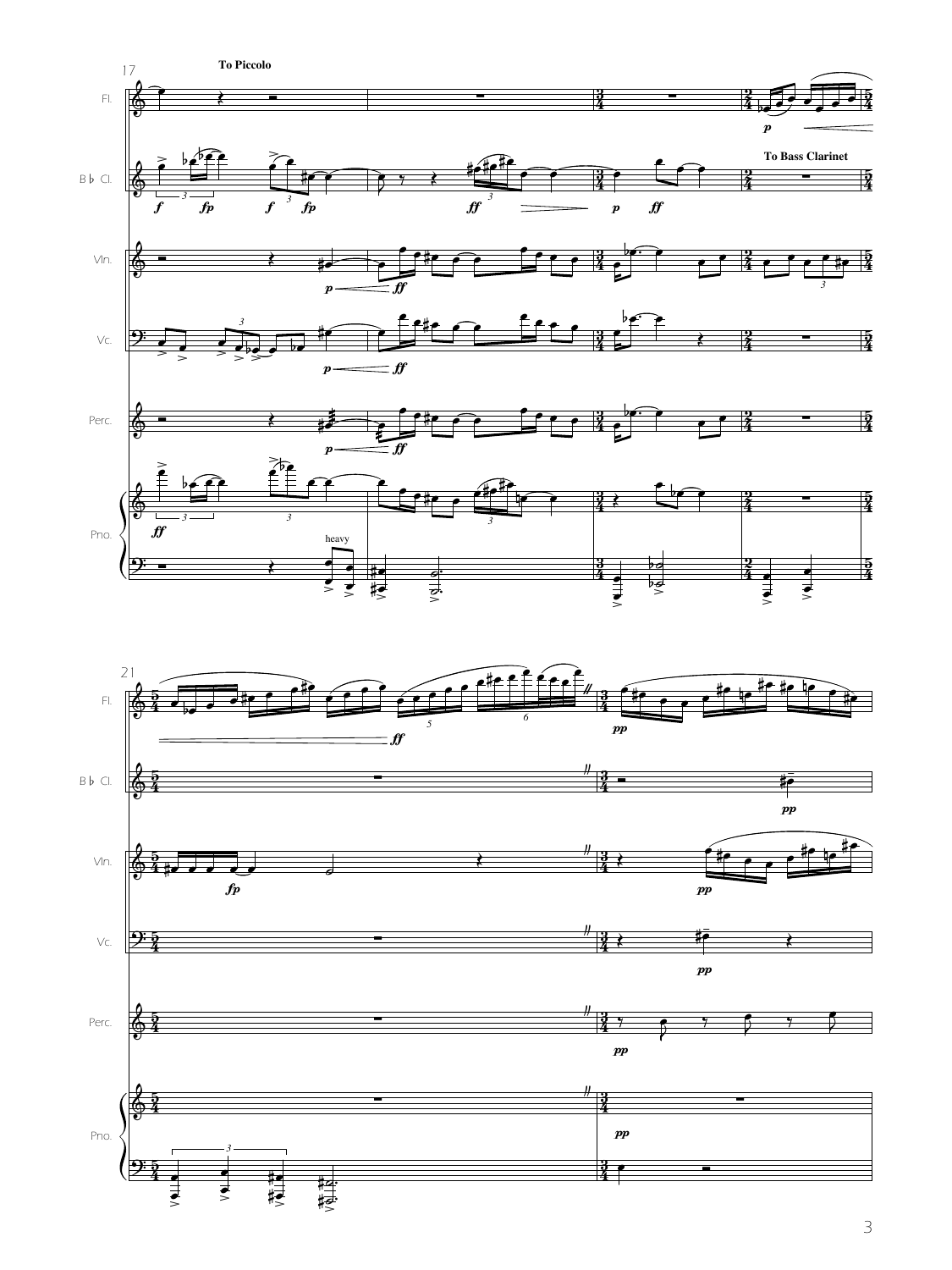To Piccolo

To Bass Clarinet

heavy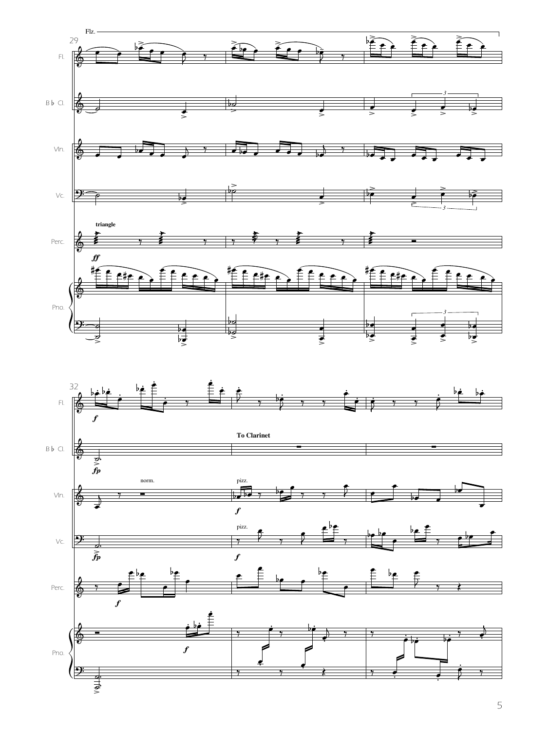Flz.

Fl.

B♭ Cl.

Vln.

Vc.

triangle

Perc.

*ff*

Pno.

*f*

*fp*

To Clarinet

norm.

pizz.

*f*

pizz.

*fp*

*f*

*f*

*f*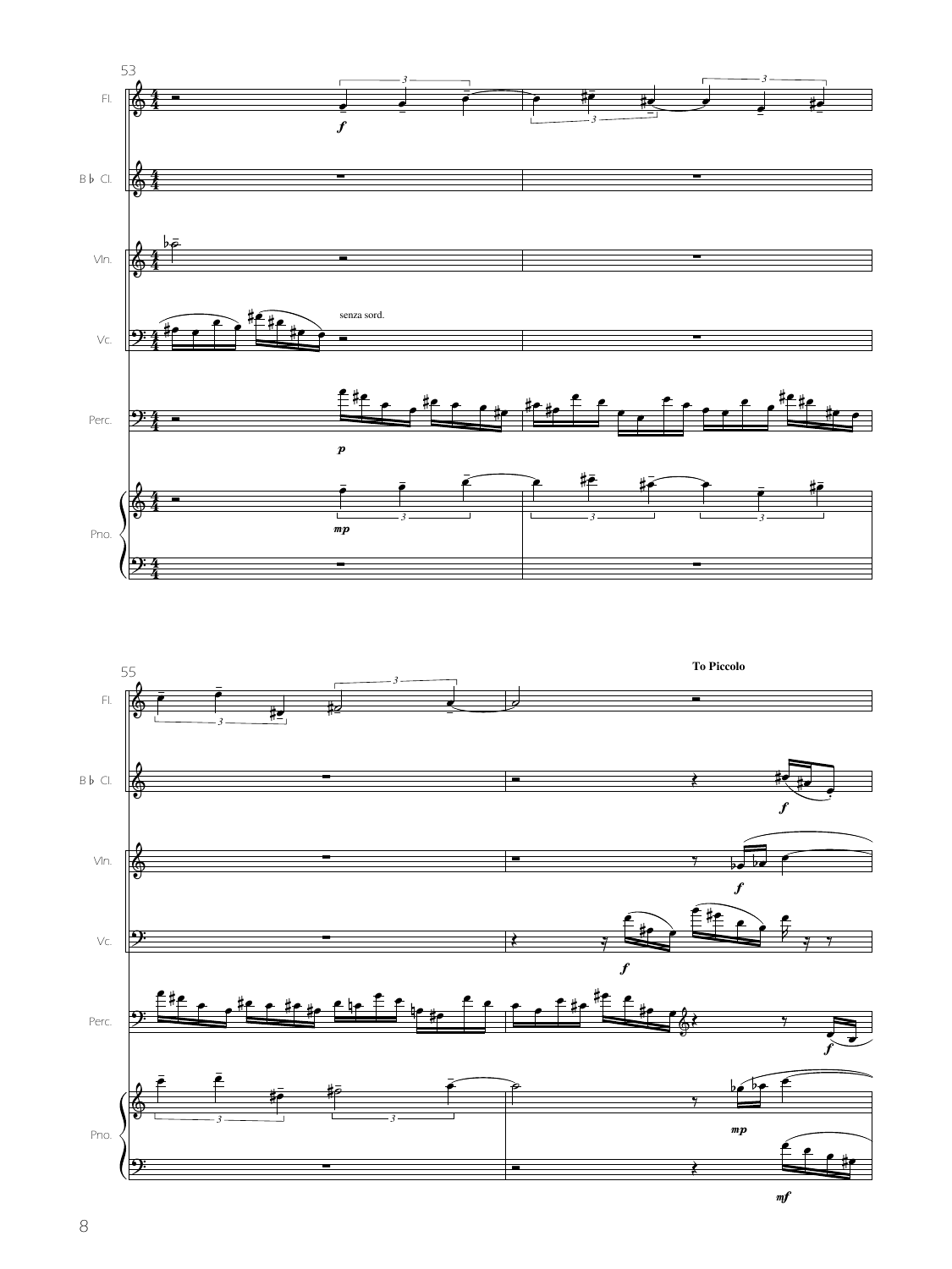53

Fl.

B♭ Cl.

Vln.

Vc.

senza sord.

Perc.

Pno.

55

To Piccolo

Fl.

B♭ Cl.

Vln.

Vc.

Perc.

Pno.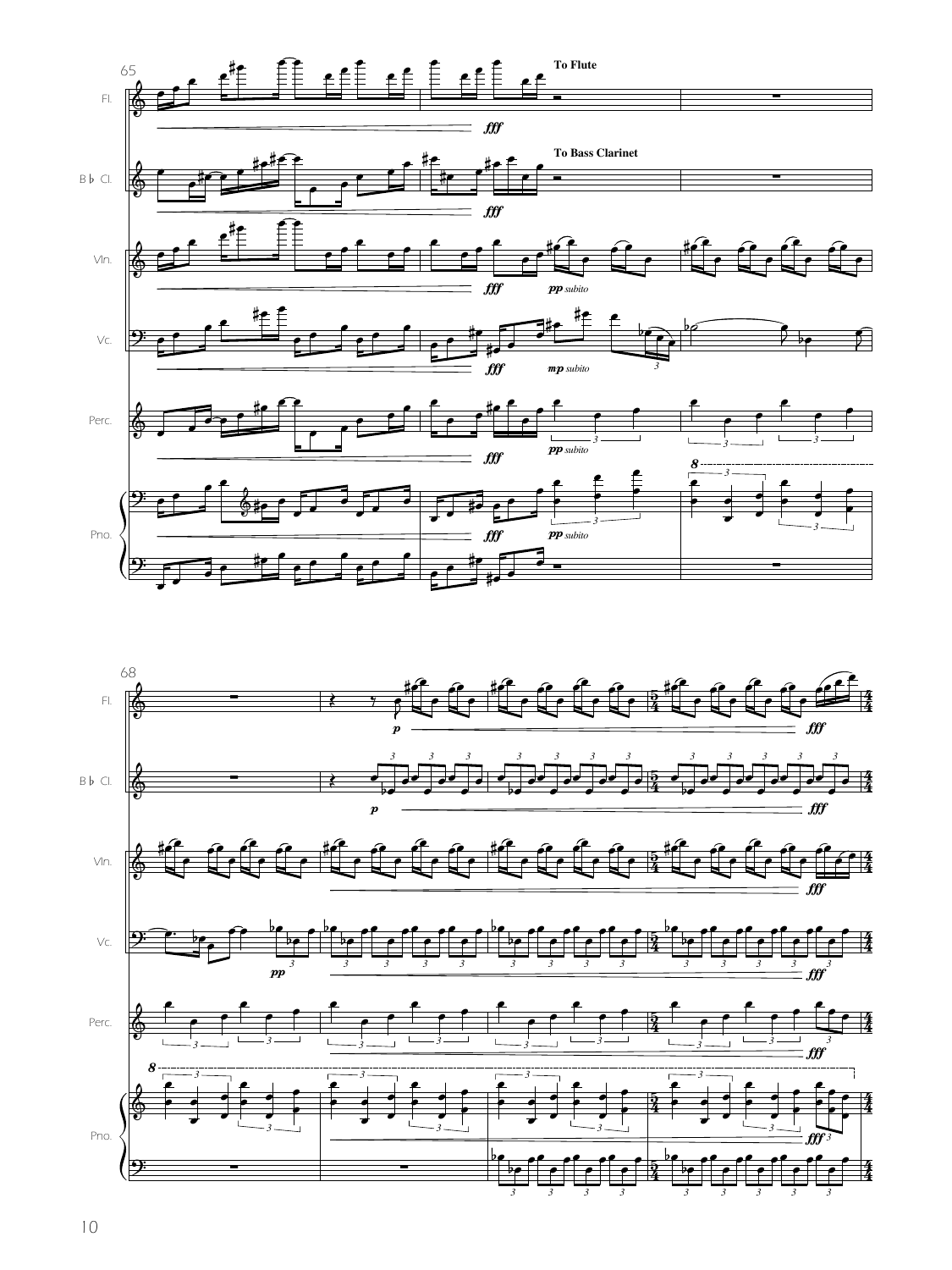65

Fl.

To Flute

B♭ Cl.

To Bass Clarinet

Vln.

*fff* *pp subito*

Vc.

*fff* *mp subito*

Perc.

*fff* *pp subito*

Pno.

*fff* *pp subito*

68

Fl.

*p* *fff*

B♭ Cl.

*p* *fff*

Vln.

*fff*

Vc.

*pp* *fff*

Perc.

*fff*

Pno.

*fff*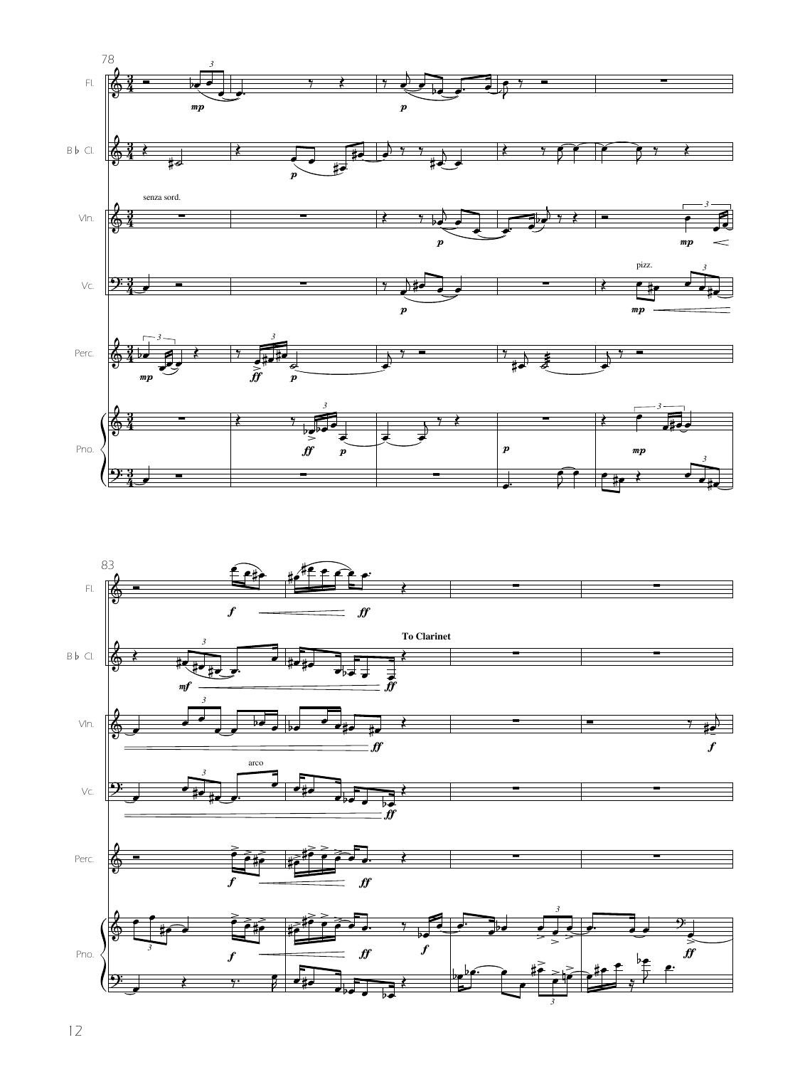78

Fl.

B♭ Cl.

Vln.

senza sord.

Vc.

pizz.

Perc.

Pno.

83

Fl.

B♭ Cl.

To Clarinet

Vln.

Vc.

arco

Perc.

Pno.